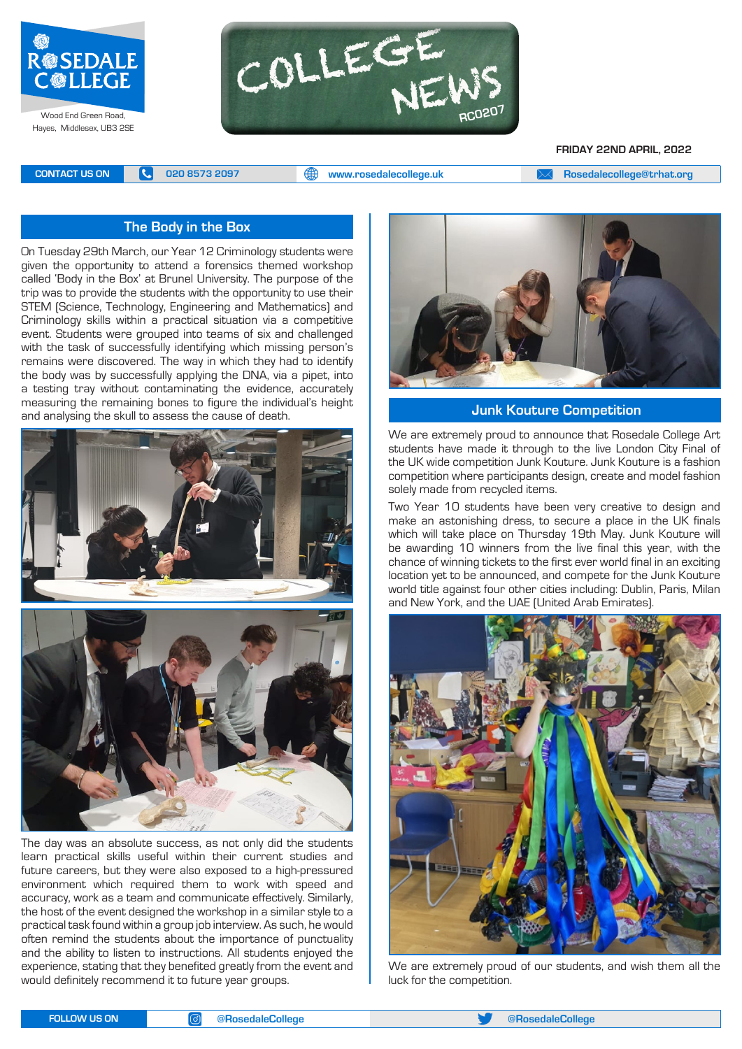Rosedale College
Wood End Green Road, Hayes, Middlesex, UB3 2SE

# COLLEGE NEWS

RC0207

**FRIDAY 22ND APRIL, 2022**

CONTACT US ON | 020 8573 2097 | www.rosedalecollege.uk | Rosedalecollege@trhat.org

## The Body in the Box

On Tuesday 29th March, our Year 12 Criminology students were given the opportunity to attend a forensics themed workshop called 'Body in the Box' at Brunel University. The purpose of the trip was to provide the students with the opportunity to use their STEM (Science, Technology, Engineering and Mathematics) and Criminology skills within a practical situation via a competitive event. Students were grouped into teams of six and challenged with the task of successfully identifying which missing person's remains were discovered. The way in which they had to identify the body was by successfully applying the DNA, via a pipet, into a testing tray without contaminating the evidence, accurately measuring the remaining bones to figure the individual's height and analysing the skull to assess the cause of death.

The day was an absolute success, as not only did the students learn practical skills useful within their current studies and future careers, but they were also exposed to a high-pressured environment which required them to work with speed and accuracy, work as a team and communicate effectively. Similarly, the host of the event designed the workshop in a similar style to a practical task found within a group job interview. As such, he would often remind the students about the importance of punctuality and the ability to listen to instructions. All students enjoyed the experience, stating that they benefited greatly from the event and would definitely recommend it to future year groups.

## Junk Kouture Competition

We are extremely proud to announce that Rosedale College Art students have made it through to the live London City Final of the UK wide competition Junk Kouture. Junk Kouture is a fashion competition where participants design, create and model fashion solely made from recycled items.

Two Year 10 students have been very creative to design and make an astonishing dress, to secure a place in the UK finals which will take place on Thursday 19th May. Junk Kouture will be awarding 10 winners from the live final this year, with the chance of winning tickets to the first ever world final in an exciting location yet to be announced, and compete for the Junk Kouture world title against four other cities including: Dublin, Paris, Milan and New York, and the UAE (United Arab Emirates).

We are extremely proud of our students, and wish them all the luck for the competition.

FOLLOW US ON | @RosedaleCollege | @RosedaleCollege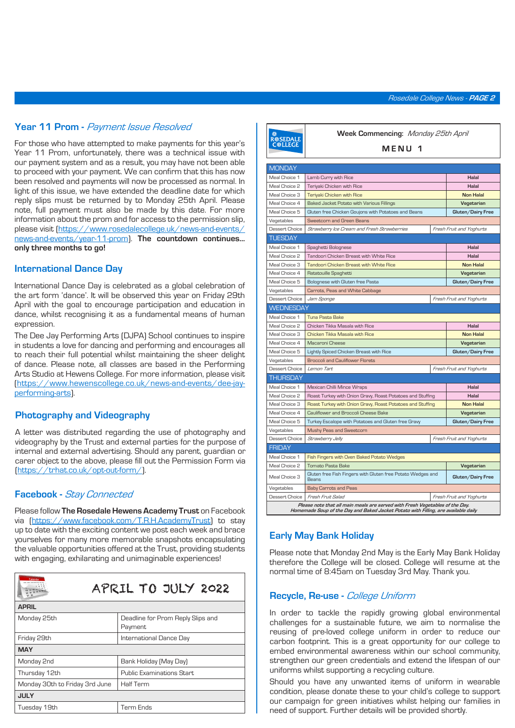## Year 11 Prom - *Payment Issue Resolved*

For those who have attempted to make payments for this year's Year 11 Prom, unfortunately, there was a technical issue with our payment system and as a result, you may have not been able to proceed with your payment. We can confirm that this has now been resolved and payments will now be processed as normal. In light of this issue, we have extended the deadline date for which reply slips must be returned by to Monday 25th April. Please note, full payment must also be made by this date. For more information about the prom and for access to the permission slip, please visit (https://www.rosedalecollege.uk/news-and-events/news-and-events/year-11-prom). **The countdown continues… only three months to go!**

## International Dance Day

International Dance Day is celebrated as a global celebration of the art form 'dance'. It will be observed this year on Friday 29th April with the goal to encourage participation and education in dance, whilst recognising it as a fundamental means of human expression.

The Dee Jay Performing Arts (DJPA) School continues to inspire in students a love for dancing and performing and encourages all to reach their full potential whilst maintaining the sheer delight of dance. Please note, all classes are based in the Performing Arts Studio at Hewens College. For more information, please visit (https://www.hewenscollege.co.uk/news-and-events/dee-jay-performing-arts).

## Photography and Videography

A letter was distributed regarding the use of photography and videography by the Trust and external parties for the purpose of internal and external advertising. Should any parent, guardian or carer object to the above, please fill out the Permission Form via (https://trhat.co.uk/opt-out-form/).

## Facebook - *Stay Connected*

Please follow **The Rosedale Hewens Academy Trust** on Facebook via (https://www.facebook.com/T.R.H.AcademyTrust) to stay up to date with the exciting content we post each week and brace yourselves for many more memorable snapshots encapsulating the valuable opportunities offered at the Trust, providing students with engaging, exhilarating and unimaginable experiences!

### APRIL TO JULY 2022

| | |
|---|---|
| **APRIL** | |
| Monday 25th | Deadline for Prom Reply Slips and Payment |
| Friday 29th | International Dance Day |
| **MAY** | |
| Monday 2nd | Bank Holiday (May Day) |
| Thursday 12th | Public Examinations Start |
| Monday 30th to Friday 3rd June | Half Term |
| **JULY** | |
| Tuesday 19th | Term Ends |

### Week Commencing: *Monday 25th April*

### MENU 1

| | | |
|---|---|---|
| **MONDAY** | | |
| Meal Choice 1 | Lamb Curry with Rice | Halal |
| Meal Choice 2 | Teriyaki Chicken with Rice | Halal |
| Meal Choice 3 | Teriyaki Chicken with Rice | Non Halal |
| Meal Choice 4 | Baked Jacket Potato with Various Fillings | Vegetarian |
| Meal Choice 5 | Gluten free Chicken Goujons with Potatoes and Beans | Gluten/Dairy Free |
| Vegetables | Sweetcorn and Green Beans | |
| Dessert Choice | *Strawberry Ice Cream and Fresh Strawberries* | *Fresh Fruit and Yoghurts* |
| **TUESDAY** | | |
| Meal Choice 1 | Spaghetti Bolognese | Halal |
| Meal Choice 2 | Tandoori Chicken Breast with White Rice | Halal |
| Meal Choice 3 | Tandoori Chicken Breast with White Rice | Non Halal |
| Meal Choice 4 | Ratatouille Spaghetti | Vegetarian |
| Meal Choice 5 | Bolognese with Gluten free Pasta | Gluten/Dairy Free |
| Vegetables | Carrots, Peas and White Cabbage | |
| Dessert Choice | *Jam Sponge* | *Fresh Fruit and Yoghurts* |
| **WEDNESDAY** | | |
| Meal Choice 1 | Tuna Pasta Bake | |
| Meal Choice 2 | Chicken Tikka Masala with Rice | Halal |
| Meal Choice 3 | Chicken Tikka Masala with Rice | Non Halal |
| Meal Choice 4 | Macaroni Cheese | Vegetarian |
| Meal Choice 5 | Lightly Spiced Chicken Breast with Rice | Gluten/Dairy Free |
| Vegetables | Broccoli and Cauliflower Florets | |
| Dessert Choice | *Lemon Tart* | *Fresh Fruit and Yoghurts* |
| **THURSDAY** | | |
| Meal Choice 1 | Mexican Chilli Mince Wraps | Halal |
| Meal Choice 2 | Roast Turkey with Onion Gravy, Roast Potatoes and Stuffing | Halal |
| Meal Choice 3 | Roast Turkey with Onion Gravy, Roast Potatoes and Stuffing | Non Halal |
| Meal Choice 4 | Cauliflower and Broccoli Cheese Bake | Vegetarian |
| Meal Choice 5 | Turkey Escalope with Potatoes and Gluten free Gravy | Gluten/Dairy Free |
| Vegetables | Mushy Peas and Sweetcorn | |
| Dessert Choice | *Strawberry Jelly* | *Fresh Fruit and Yoghurts* |
| **FRIDAY** | | |
| Meal Choice 1 | Fish Fingers with Oven Baked Potato Wedges | |
| Meal Choice 2 | Tomato Pasta Bake | Vegetarian |
| Meal Choice 3 | Gluten free Fish Fingers with Gluten free Potato Wedges and Beans | Gluten/Dairy Free |
| Vegetables | Baby Carrots and Peas | |
| Dessert Choice | *Fresh Fruit Salad* | *Fresh Fruit and Yoghurts* |

***Please note that all main meals are served with Fresh Vegetables of the Day. Homemade Soup of the Day and Baked Jacket Potato with Filling, are available daily***

## Early May Bank Holiday

Please note that Monday 2nd May is the Early May Bank Holiday therefore the College will be closed. College will resume at the normal time of 8:45am on Tuesday 3rd May. Thank you.

## Recycle, Re-use - *College Uniform*

In order to tackle the rapidly growing global environmental challenges for a sustainable future, we aim to normalise the reusing of pre-loved college uniform in order to reduce our carbon footprint. This is a great opportunity for our college to embed environmental awareness within our school community, strengthen our green credentials and extend the lifespan of our uniforms whilst supporting a recycling culture.

Should you have any unwanted items of uniform in wearable condition, please donate these to your child's college to support our campaign for green initiatives whilst helping our families in need of support. Further details will be provided shortly.